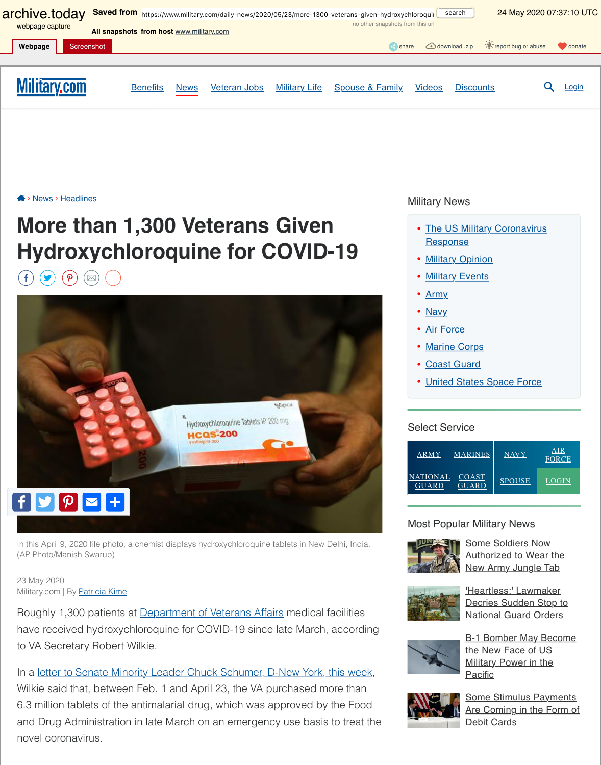archive.today webpage capture | Saved from https://www.military.com/daily-news/2020/05/23/more-1300-veterans-given-hydroxychloroqui | 24 May 2020 07:37:10 UTC

All snapshots from host www.military.com

Webpage | Screenshot

Military.com

Benefits | News | Veteran Jobs | Military Life | Spouse & Family | Videos | Discounts | Login

News › Headlines

# More than 1,300 Veterans Given Hydroxychloroquine for COVID-19

In this April 9, 2020 file photo, a chemist displays hydroxychloroquine tablets in New Delhi, India. (AP Photo/Manish Swarup)

23 May 2020
Military.com | By Patricia Kime

Roughly 1,300 patients at Department of Veterans Affairs medical facilities have received hydroxychloroquine for COVID-19 since late March, according to VA Secretary Robert Wilkie.

In a letter to Senate Minority Leader Chuck Schumer, D-New York, this week, Wilkie said that, between Feb. 1 and April 23, the VA purchased more than 6.3 million tablets of the antimalarial drug, which was approved by the Food and Drug Administration in late March on an emergency use basis to treat the novel coronavirus.

## Military News

- The US Military Coronavirus Response
- Military Opinion
- Military Events
- Army
- Navy
- Air Force
- Marine Corps
- Coast Guard
- United States Space Force

## Select Service

| ARMY | MARINES | NAVY | AIR FORCE |
|---|---|---|---|
| NATIONAL GUARD | COAST GUARD | SPOUSE | LOGIN |

## Most Popular Military News

- Some Soldiers Now Authorized to Wear the New Army Jungle Tab
- 'Heartless:' Lawmaker Decries Sudden Stop to National Guard Orders
- B-1 Bomber May Become the New Face of US Military Power in the Pacific
- Some Stimulus Payments Are Coming in the Form of Debit Cards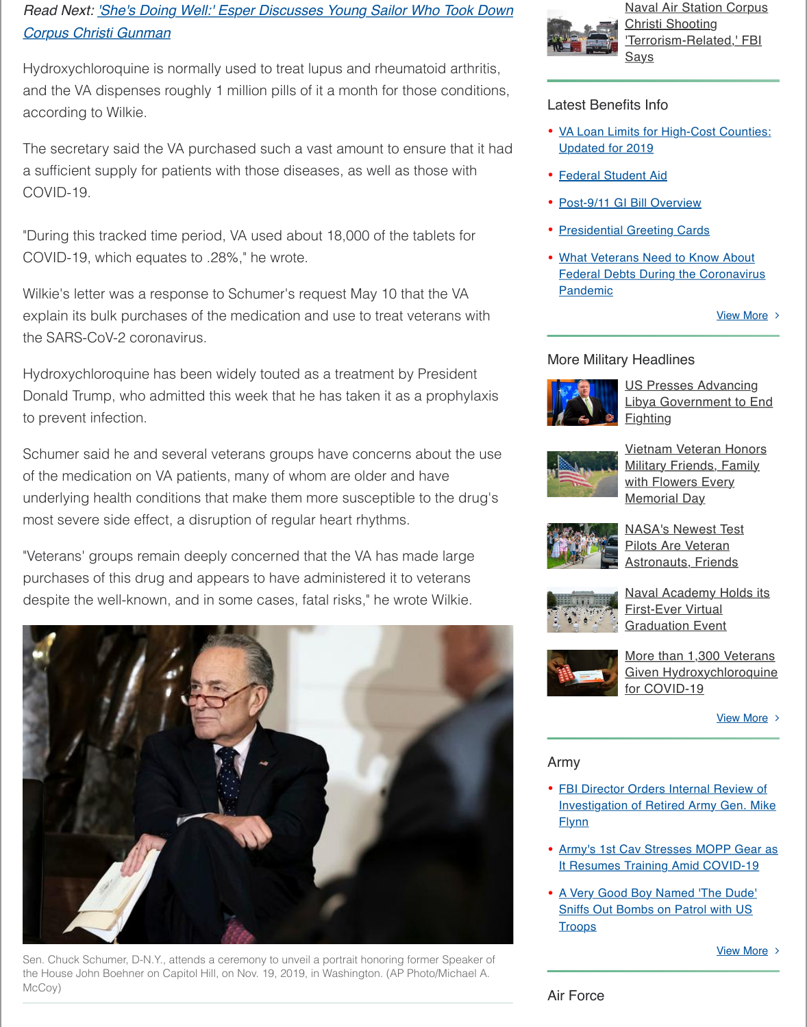*Read Next:* ['She's Doing Well:' Esper Discusses Young Sailor Who Took Down Corpus Christi Gunman]

Hydroxychloroquine is normally used to treat lupus and rheumatoid arthritis, and the VA dispenses roughly 1 million pills of it a month for those conditions, according to Wilkie.

The secretary said the VA purchased such a vast amount to ensure that it had a sufficient supply for patients with those diseases, as well as those with COVID-19.

"During this tracked time period, VA used about 18,000 of the tablets for COVID-19, which equates to .28%," he wrote.

Wilkie's letter was a response to Schumer's request May 10 that the VA explain its bulk purchases of the medication and use to treat veterans with the SARS-CoV-2 coronavirus.

Hydroxychloroquine has been widely touted as a treatment by President Donald Trump, who admitted this week that he has taken it as a prophylaxis to prevent infection.

Schumer said he and several veterans groups have concerns about the use of the medication on VA patients, many of whom are older and have underlying health conditions that make them more susceptible to the drug's most severe side effect, a disruption of regular heart rhythms.

"Veterans' groups remain deeply concerned that the VA has made large purchases of this drug and appears to have administered it to veterans despite the well-known, and in some cases, fatal risks," he wrote Wilkie.

Sen. Chuck Schumer, D-N.Y., attends a ceremony to unveil a portrait honoring former Speaker of the House John Boehner on Capitol Hill, on Nov. 19, 2019, in Washington. (AP Photo/Michael A. McCoy)

Naval Air Station Corpus Christi Shooting 'Terrorism-Related,' FBI Says

## Latest Benefits Info

- VA Loan Limits for High-Cost Counties: Updated for 2019
- Federal Student Aid
- Post-9/11 GI Bill Overview
- Presidential Greeting Cards
- What Veterans Need to Know About Federal Debts During the Coronavirus Pandemic

View More ›

## More Military Headlines

- US Presses Advancing Libya Government to End Fighting
- Vietnam Veteran Honors Military Friends, Family with Flowers Every Memorial Day
- NASA's Newest Test Pilots Are Veteran Astronauts, Friends
- Naval Academy Holds its First-Ever Virtual Graduation Event
- More than 1,300 Veterans Given Hydroxychloroquine for COVID-19

View More ›

## Army

- FBI Director Orders Internal Review of Investigation of Retired Army Gen. Mike Flynn
- Army's 1st Cav Stresses MOPP Gear as It Resumes Training Amid COVID-19
- A Very Good Boy Named 'The Dude' Sniffs Out Bombs on Patrol with US Troops

View More ›

## Air Force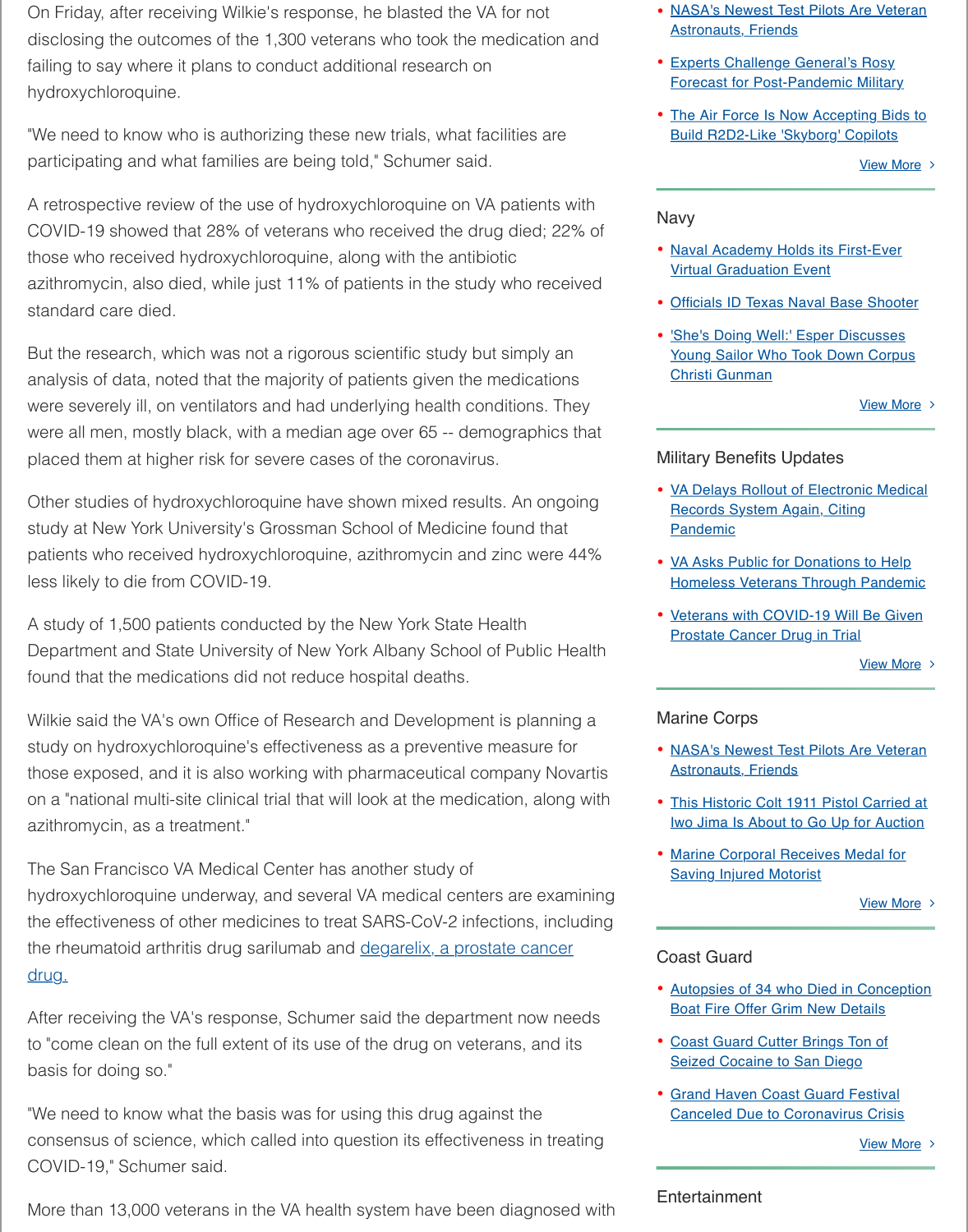On Friday, after receiving Wilkie's response, he blasted the VA for not disclosing the outcomes of the 1,300 veterans who took the medication and failing to say where it plans to conduct additional research on hydroxychloroquine.

"We need to know who is authorizing these new trials, what facilities are participating and what families are being told," Schumer said.

A retrospective review of the use of hydroxychloroquine on VA patients with COVID-19 showed that 28% of veterans who received the drug died; 22% of those who received hydroxychloroquine, along with the antibiotic azithromycin, also died, while just 11% of patients in the study who received standard care died.

But the research, which was not a rigorous scientific study but simply an analysis of data, noted that the majority of patients given the medications were severely ill, on ventilators and had underlying health conditions. They were all men, mostly black, with a median age over 65 -- demographics that placed them at higher risk for severe cases of the coronavirus.

Other studies of hydroxychloroquine have shown mixed results. An ongoing study at New York University's Grossman School of Medicine found that patients who received hydroxychloroquine, azithromycin and zinc were 44% less likely to die from COVID-19.

A study of 1,500 patients conducted by the New York State Health Department and State University of New York Albany School of Public Health found that the medications did not reduce hospital deaths.

Wilkie said the VA's own Office of Research and Development is planning a study on hydroxychloroquine's effectiveness as a preventive measure for those exposed, and it is also working with pharmaceutical company Novartis on a "national multi-site clinical trial that will look at the medication, along with azithromycin, as a treatment."

The San Francisco VA Medical Center has another study of hydroxychloroquine underway, and several VA medical centers are examining the effectiveness of other medicines to treat SARS-CoV-2 infections, including the rheumatoid arthritis drug sarilumab and [degarelix, a prostate cancer drug.]

After receiving the VA's response, Schumer said the department now needs to "come clean on the full extent of its use of the drug on veterans, and its basis for doing so."

"We need to know what the basis was for using this drug against the consensus of science, which called into question its effectiveness in treating COVID-19," Schumer said.

More than 13,000 veterans in the VA health system have been diagnosed with

- NASA's Newest Test Pilots Are Veteran Astronauts, Friends
- Experts Challenge General's Rosy Forecast for Post-Pandemic Military
- The Air Force Is Now Accepting Bids to Build R2D2-Like 'Skyborg' Copilots

View More ›

## Navy

- Naval Academy Holds its First-Ever Virtual Graduation Event
- Officials ID Texas Naval Base Shooter
- 'She's Doing Well:' Esper Discusses Young Sailor Who Took Down Corpus Christi Gunman

View More ›

## Military Benefits Updates

- VA Delays Rollout of Electronic Medical Records System Again, Citing Pandemic
- VA Asks Public for Donations to Help Homeless Veterans Through Pandemic
- Veterans with COVID-19 Will Be Given Prostate Cancer Drug in Trial

View More ›

## Marine Corps

- NASA's Newest Test Pilots Are Veteran Astronauts, Friends
- This Historic Colt 1911 Pistol Carried at Iwo Jima Is About to Go Up for Auction
- Marine Corporal Receives Medal for Saving Injured Motorist

View More ›

## Coast Guard

- Autopsies of 34 who Died in Conception Boat Fire Offer Grim New Details
- Coast Guard Cutter Brings Ton of Seized Cocaine to San Diego
- Grand Haven Coast Guard Festival Canceled Due to Coronavirus Crisis

View More ›

## Entertainment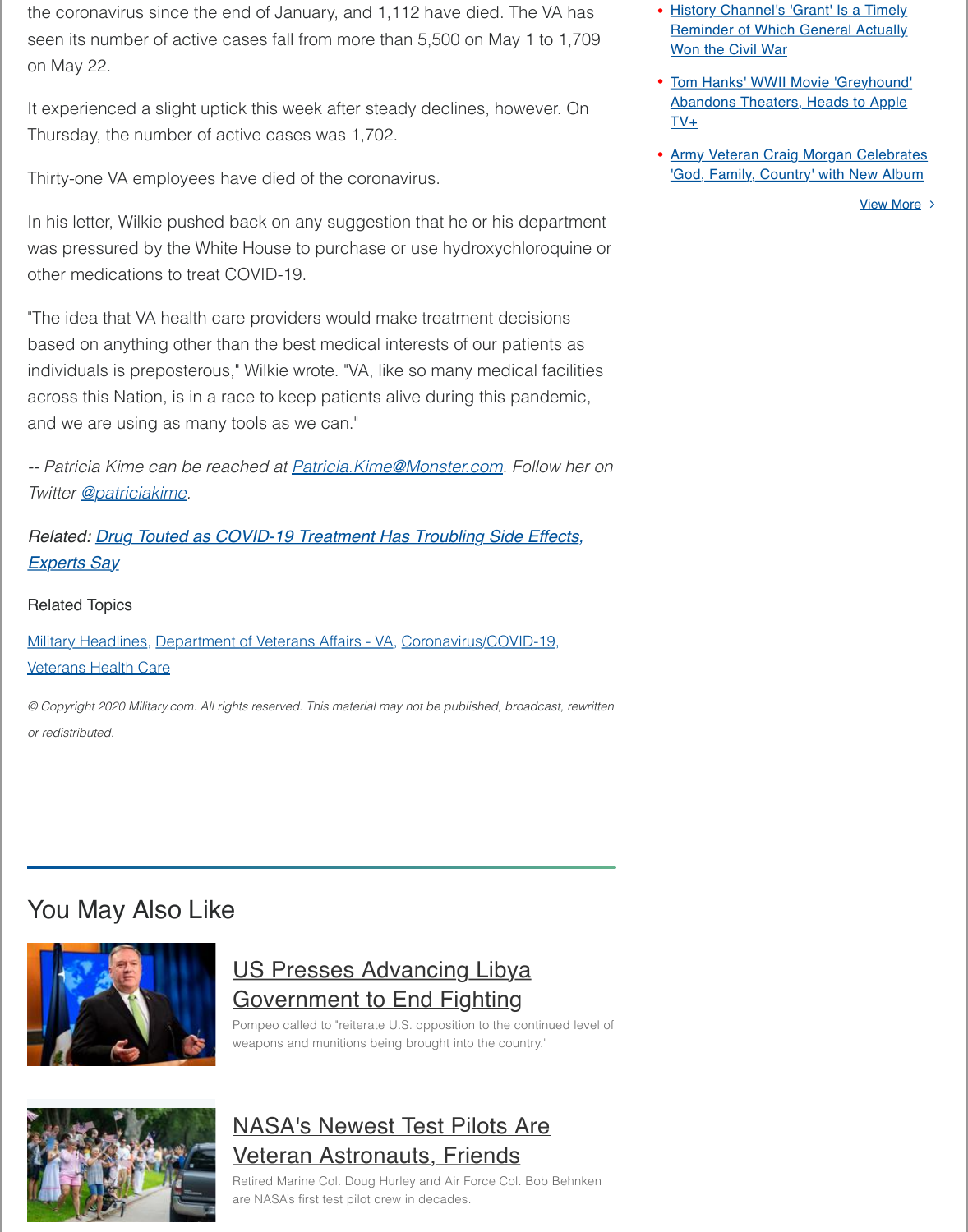the coronavirus since the end of January, and 1,112 have died. The VA has seen its number of active cases fall from more than 5,500 on May 1 to 1,709 on May 22.

It experienced a slight uptick this week after steady declines, however. On Thursday, the number of active cases was 1,702.

Thirty-one VA employees have died of the coronavirus.

In his letter, Wilkie pushed back on any suggestion that he or his department was pressured by the White House to purchase or use hydroxychloroquine or other medications to treat COVID-19.

"The idea that VA health care providers would make treatment decisions based on anything other than the best medical interests of our patients as individuals is preposterous," Wilkie wrote. "VA, like so many medical facilities across this Nation, is in a race to keep patients alive during this pandemic, and we are using as many tools as we can."

*-- Patricia Kime can be reached at Patricia.Kime@Monster.com. Follow her on Twitter @patriciakime.*

*Related: Drug Touted as COVID-19 Treatment Has Troubling Side Effects, Experts Say*

Related Topics

Military Headlines, Department of Veterans Affairs - VA, Coronavirus/COVID-19, Veterans Health Care

*© Copyright 2020 Military.com. All rights reserved. This material may not be published, broadcast, rewritten or redistributed.*

- History Channel's 'Grant' Is a Timely Reminder of Which General Actually Won the Civil War
- Tom Hanks' WWII Movie 'Greyhound' Abandons Theaters, Heads to Apple TV+
- Army Veteran Craig Morgan Celebrates 'God, Family, Country' with New Album

View More >

## You May Also Like

### US Presses Advancing Libya Government to End Fighting

Pompeo called to "reiterate U.S. opposition to the continued level of weapons and munitions being brought into the country."

### NASA's Newest Test Pilots Are Veteran Astronauts, Friends

Retired Marine Col. Doug Hurley and Air Force Col. Bob Behnken are NASA's first test pilot crew in decades.